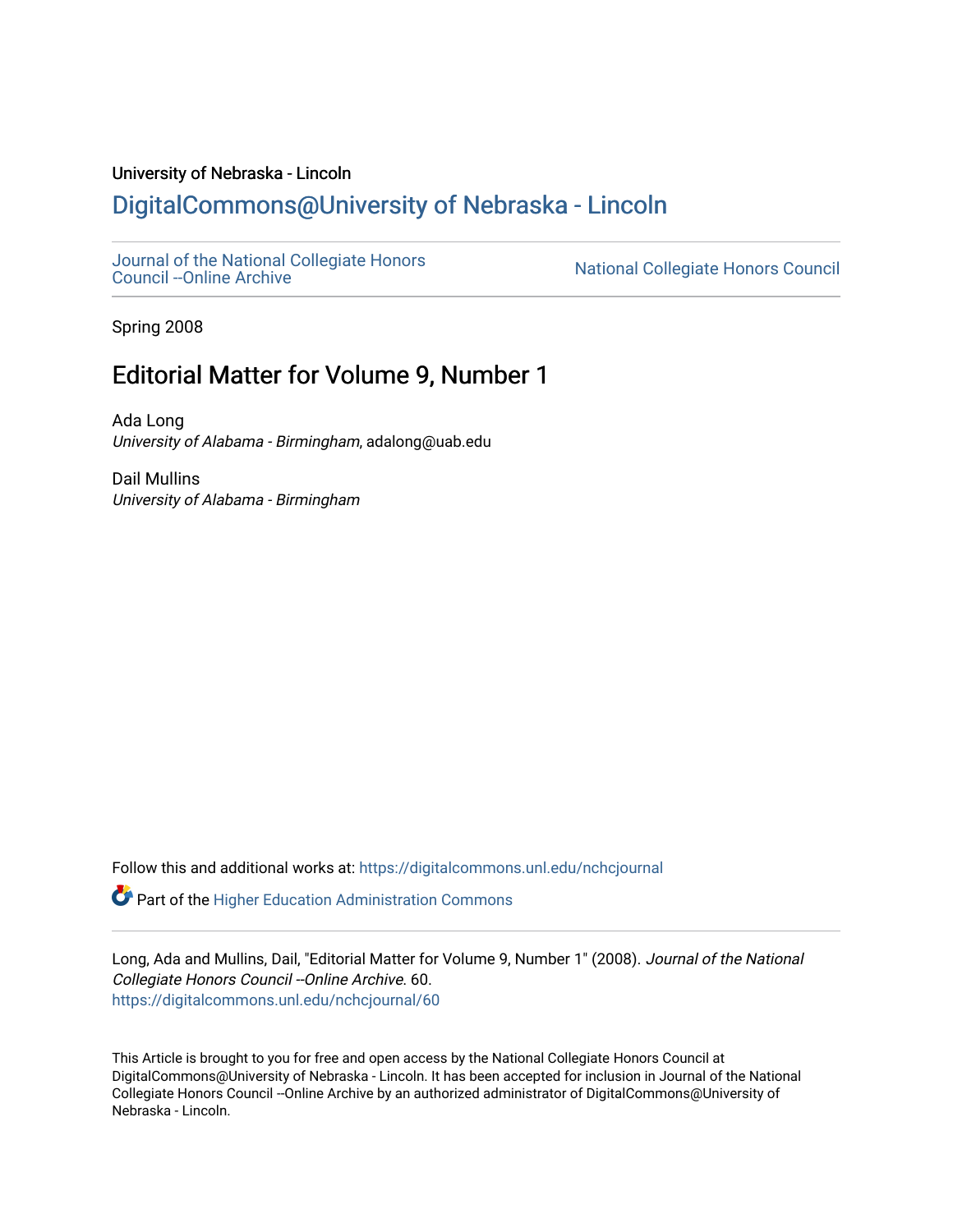University of Nebraska - Lincoln

## DigitalCommons@University of Nebraska - Lincoln

Journal of the National Collegiate Honors Council --Online Archive

National Collegiate Honors Council

Spring 2008

# Editorial Matter for Volume 9, Number 1

Ada Long
*University of Alabama - Birmingham*, adalong@uab.edu

Dail Mullins
*University of Alabama - Birmingham*

Follow this and additional works at: https://digitalcommons.unl.edu/nchcjournal

Part of the Higher Education Administration Commons

Long, Ada and Mullins, Dail, "Editorial Matter for Volume 9, Number 1" (2008). *Journal of the National Collegiate Honors Council --Online Archive*. 60.
https://digitalcommons.unl.edu/nchcjournal/60

This Article is brought to you for free and open access by the National Collegiate Honors Council at DigitalCommons@University of Nebraska - Lincoln. It has been accepted for inclusion in Journal of the National Collegiate Honors Council --Online Archive by an authorized administrator of DigitalCommons@University of Nebraska - Lincoln.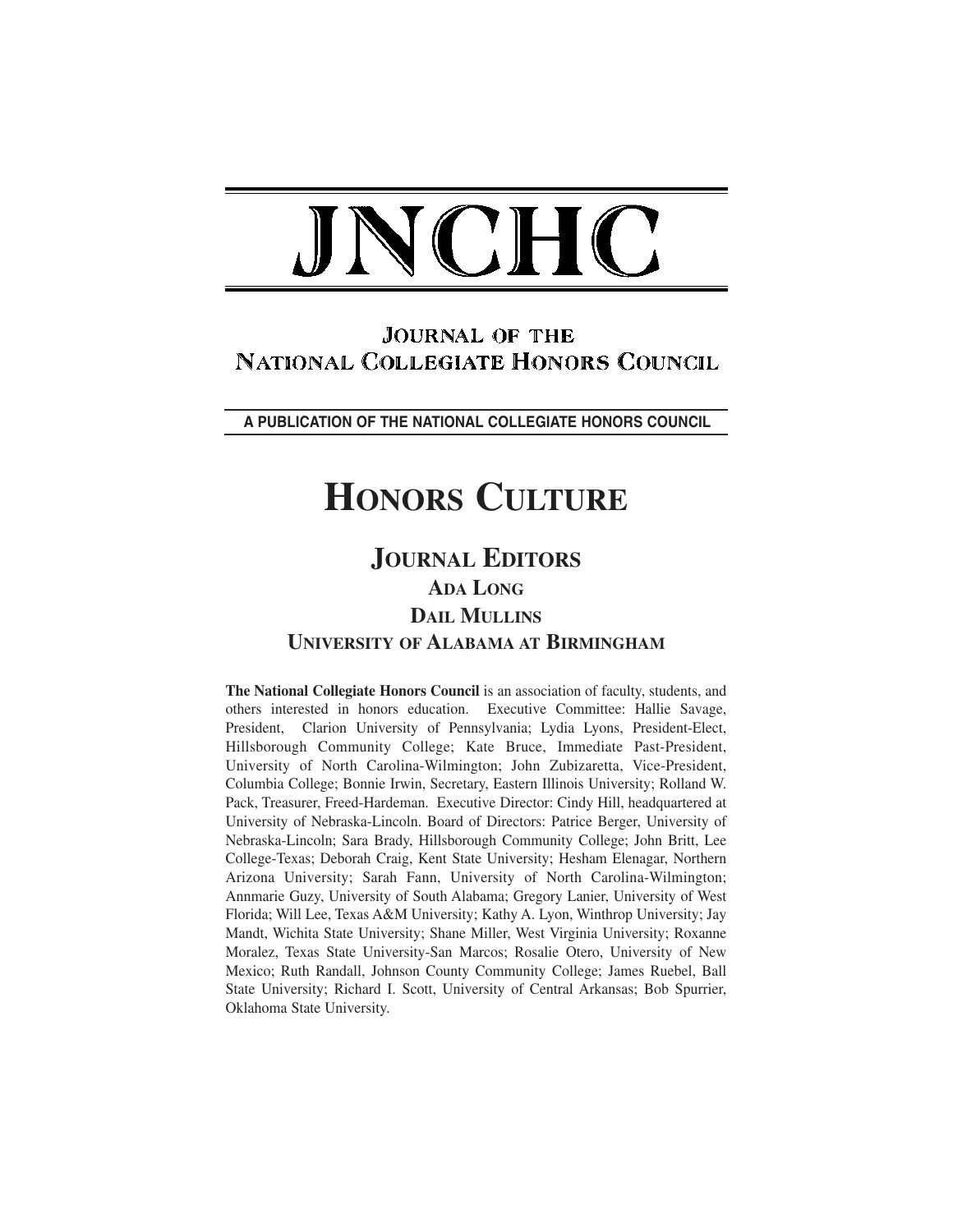# JNCHC

## JOURNAL OF THE NATIONAL COLLEGIATE HONORS COUNCIL

**A PUBLICATION OF THE NATIONAL COLLEGIATE HONORS COUNCIL**

# HONORS CULTURE

## JOURNAL EDITORS

### ADA LONG

### DAIL MULLINS

### UNIVERSITY OF ALABAMA AT BIRMINGHAM

**The National Collegiate Honors Council** is an association of faculty, students, and others interested in honors education. Executive Committee: Hallie Savage, President, Clarion University of Pennsylvania; Lydia Lyons, President-Elect, Hillsborough Community College; Kate Bruce, Immediate Past-President, University of North Carolina-Wilmington; John Zubizaretta, Vice-President, Columbia College; Bonnie Irwin, Secretary, Eastern Illinois University; Rolland W. Pack, Treasurer, Freed-Hardeman. Executive Director: Cindy Hill, headquartered at University of Nebraska-Lincoln. Board of Directors: Patrice Berger, University of Nebraska-Lincoln; Sara Brady, Hillsborough Community College; John Britt, Lee College-Texas; Deborah Craig, Kent State University; Hesham Elenagar, Northern Arizona University; Sarah Fann, University of North Carolina-Wilmington; Annmarie Guzy, University of South Alabama; Gregory Lanier, University of West Florida; Will Lee, Texas A&M University; Kathy A. Lyon, Winthrop University; Jay Mandt, Wichita State University; Shane Miller, West Virginia University; Roxanne Moralez, Texas State University-San Marcos; Rosalie Otero, University of New Mexico; Ruth Randall, Johnson County Community College; James Ruebel, Ball State University; Richard I. Scott, University of Central Arkansas; Bob Spurrier, Oklahoma State University.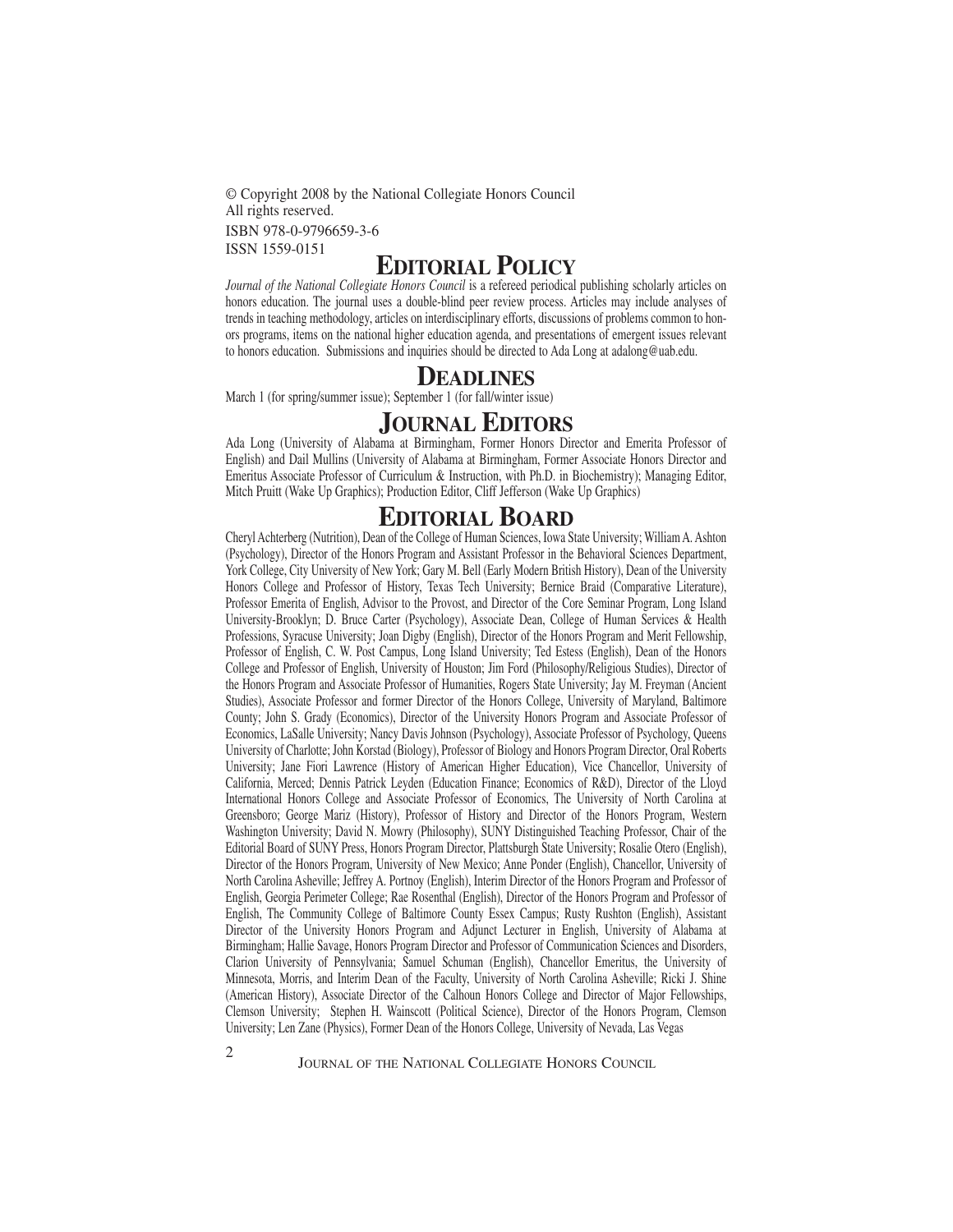© Copyright 2008 by the National Collegiate Honors Council
All rights reserved.
ISBN 978-0-9796659-3-6
ISSN 1559-0151

# EDITORIAL POLICY

*Journal of the National Collegiate Honors Council* is a refereed periodical publishing scholarly articles on honors education. The journal uses a double-blind peer review process. Articles may include analyses of trends in teaching methodology, articles on interdisciplinary efforts, discussions of problems common to honors programs, items on the national higher education agenda, and presentations of emergent issues relevant to honors education. Submissions and inquiries should be directed to Ada Long at adalong@uab.edu.

# DEADLINES

March 1 (for spring/summer issue); September 1 (for fall/winter issue)

# JOURNAL EDITORS

Ada Long (University of Alabama at Birmingham, Former Honors Director and Emerita Professor of English) and Dail Mullins (University of Alabama at Birmingham, Former Associate Honors Director and Emeritus Associate Professor of Curriculum & Instruction, with Ph.D. in Biochemistry); Managing Editor, Mitch Pruitt (Wake Up Graphics); Production Editor, Cliff Jefferson (Wake Up Graphics)

# EDITORIAL BOARD

Cheryl Achterberg (Nutrition), Dean of the College of Human Sciences, Iowa State University; William A. Ashton (Psychology), Director of the Honors Program and Assistant Professor in the Behavioral Sciences Department, York College, City University of New York; Gary M. Bell (Early Modern British History), Dean of the University Honors College and Professor of History, Texas Tech University; Bernice Braid (Comparative Literature), Professor Emerita of English, Advisor to the Provost, and Director of the Core Seminar Program, Long Island University-Brooklyn; D. Bruce Carter (Psychology), Associate Dean, College of Human Services & Health Professions, Syracuse University; Joan Digby (English), Director of the Honors Program and Merit Fellowship, Professor of English, C. W. Post Campus, Long Island University; Ted Estess (English), Dean of the Honors College and Professor of English, University of Houston; Jim Ford (Philosophy/Religious Studies), Director of the Honors Program and Associate Professor of Humanities, Rogers State University; Jay M. Freyman (Ancient Studies), Associate Professor and former Director of the Honors College, University of Maryland, Baltimore County; John S. Grady (Economics), Director of the University Honors Program and Associate Professor of Economics, LaSalle University; Nancy Davis Johnson (Psychology), Associate Professor of Psychology, Queens University of Charlotte; John Korstad (Biology), Professor of Biology and Honors Program Director, Oral Roberts University; Jane Fiori Lawrence (History of American Higher Education), Vice Chancellor, University of California, Merced; Dennis Patrick Leyden (Education Finance; Economics of R&D), Director of the Lloyd International Honors College and Associate Professor of Economics, The University of North Carolina at Greensboro; George Mariz (History), Professor of History and Director of the Honors Program, Western Washington University; David N. Mowry (Philosophy), SUNY Distinguished Teaching Professor, Chair of the Editorial Board of SUNY Press, Honors Program Director, Plattsburgh State University; Rosalie Otero (English), Director of the Honors Program, University of New Mexico; Anne Ponder (English), Chancellor, University of North Carolina Asheville; Jeffrey A. Portnoy (English), Interim Director of the Honors Program and Professor of English, Georgia Perimeter College; Rae Rosenthal (English), Director of the Honors Program and Professor of English, The Community College of Baltimore County Essex Campus; Rusty Rushton (English), Assistant Director of the University Honors Program and Adjunct Lecturer in English, University of Alabama at Birmingham; Hallie Savage, Honors Program Director and Professor of Communication Sciences and Disorders, Clarion University of Pennsylvania; Samuel Schuman (English), Chancellor Emeritus, the University of Minnesota, Morris, and Interim Dean of the Faculty, University of North Carolina Asheville; Ricki J. Shine (American History), Associate Director of the Calhoun Honors College and Director of Major Fellowships, Clemson University; Stephen H. Wainscott (Political Science), Director of the Honors Program, Clemson University; Len Zane (Physics), Former Dean of the Honors College, University of Nevada, Las Vegas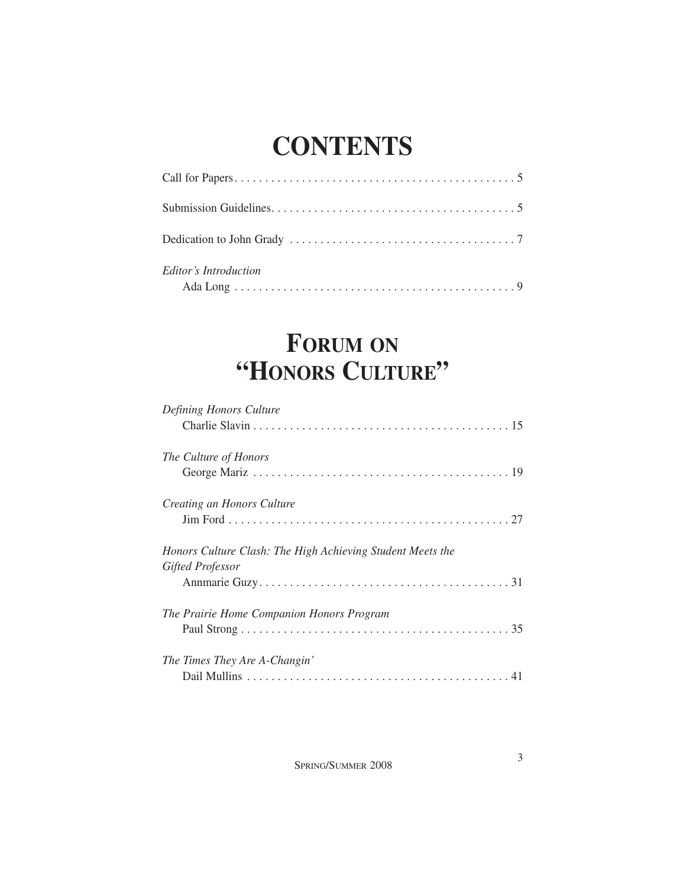# CONTENTS

Call for Papers. . . . . . . . . . . . . . . . . . . . . . . . . . . . . . . . . . . . . . . . . . . . . . 5

Submission Guidelines. . . . . . . . . . . . . . . . . . . . . . . . . . . . . . . . . . . . . . . . 5

Dedication to John Grady . . . . . . . . . . . . . . . . . . . . . . . . . . . . . . . . . . . . . 7

*Editor's Introduction*
Ada Long . . . . . . . . . . . . . . . . . . . . . . . . . . . . . . . . . . . . . . . . . . . . . . 9

# FORUM ON "HONORS CULTURE"

*Defining Honors Culture*
Charlie Slavin . . . . . . . . . . . . . . . . . . . . . . . . . . . . . . . . . . . . . . . . . . 15

*The Culture of Honors*
George Mariz . . . . . . . . . . . . . . . . . . . . . . . . . . . . . . . . . . . . . . . . . . 19

*Creating an Honors Culture*
Jim Ford . . . . . . . . . . . . . . . . . . . . . . . . . . . . . . . . . . . . . . . . . . . . . . 27

*Honors Culture Clash: The High Achieving Student Meets the Gifted Professor*
Annmarie Guzy. . . . . . . . . . . . . . . . . . . . . . . . . . . . . . . . . . . . . . . . . 31

*The Prairie Home Companion Honors Program*
Paul Strong . . . . . . . . . . . . . . . . . . . . . . . . . . . . . . . . . . . . . . . . . . . . 35

*The Times They Are A-Changin'*
Dail Mullins . . . . . . . . . . . . . . . . . . . . . . . . . . . . . . . . . . . . . . . . . . . 41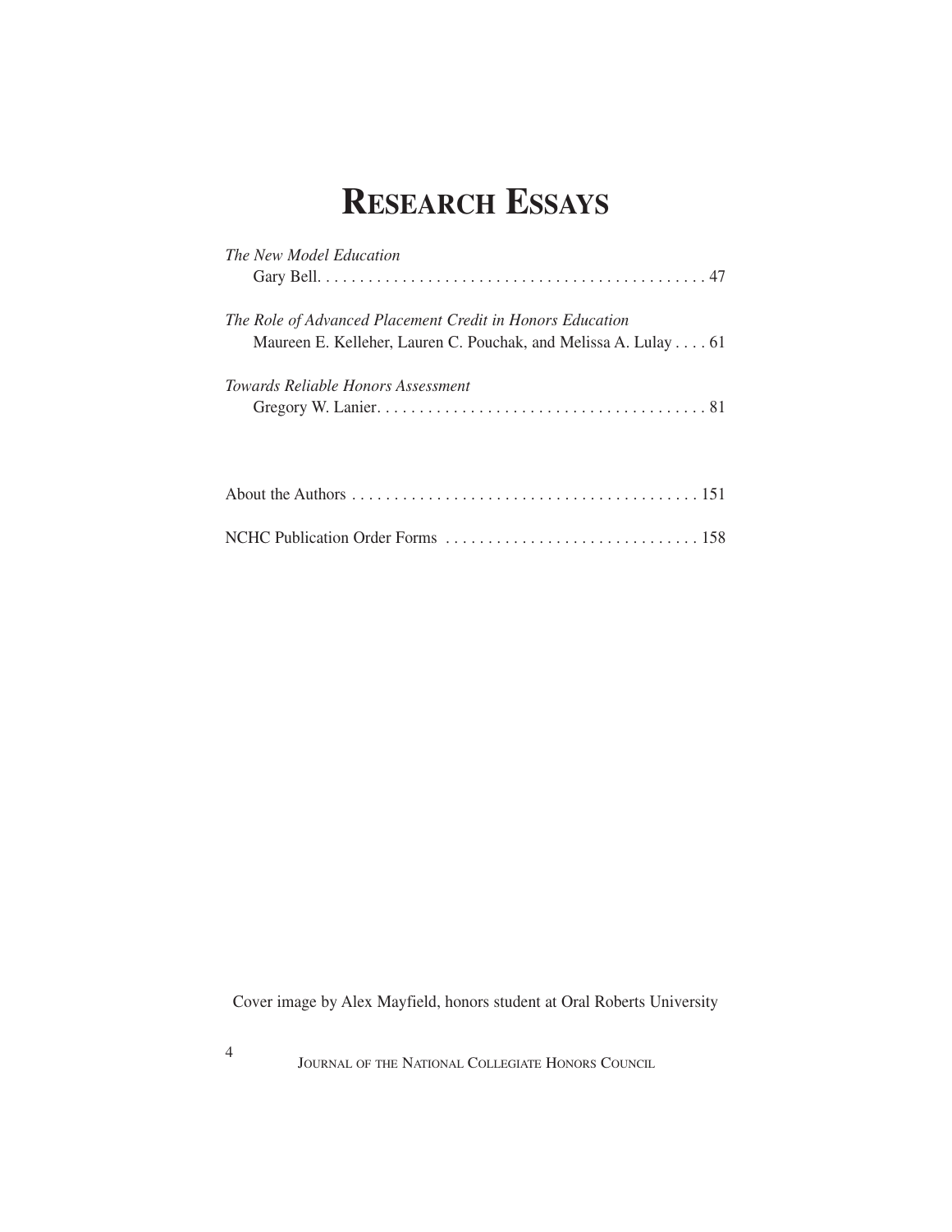# RESEARCH ESSAYS

*The New Model Education*
Gary Bell . . . . . . . . . . . . . . . . . . . . . . . . . . . . . . . . . . . . . . . . . . . . . 47

*The Role of Advanced Placement Credit in Honors Education*
Maureen E. Kelleher, Lauren C. Pouchak, and Melissa A. Lulay . . . . 61

*Towards Reliable Honors Assessment*
Gregory W. Lanier . . . . . . . . . . . . . . . . . . . . . . . . . . . . . . . . . . . . . . . 81

About the Authors . . . . . . . . . . . . . . . . . . . . . . . . . . . . . . . . . . . . . . . . . 151

NCHC Publication Order Forms . . . . . . . . . . . . . . . . . . . . . . . . . . . . . . 158

Cover image by Alex Mayfield, honors student at Oral Roberts University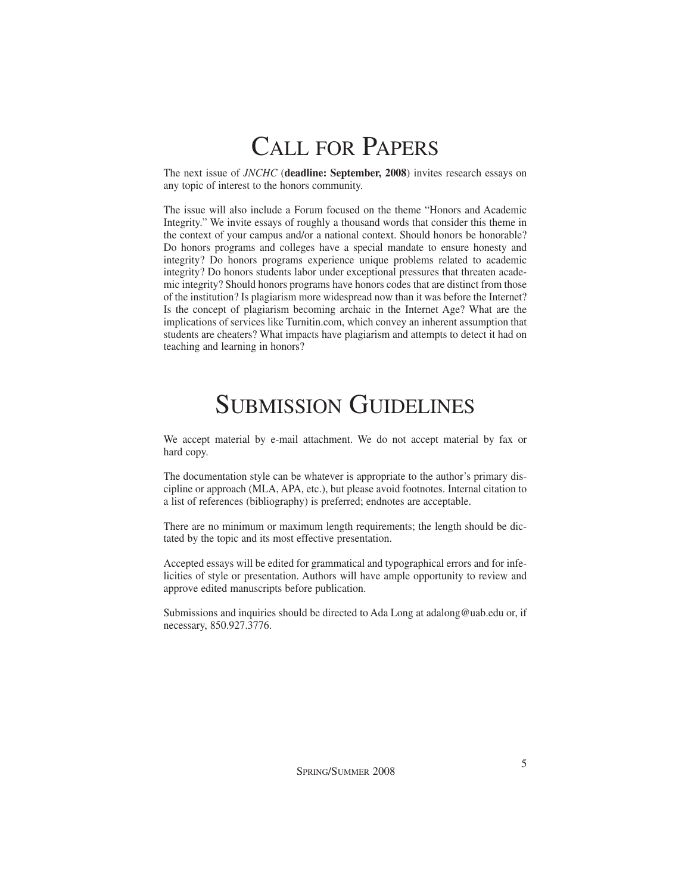# Call for Papers

The next issue of *JNCHC* (**deadline: September, 2008**) invites research essays on any topic of interest to the honors community.

The issue will also include a Forum focused on the theme "Honors and Academic Integrity." We invite essays of roughly a thousand words that consider this theme in the context of your campus and/or a national context. Should honors be honorable? Do honors programs and colleges have a special mandate to ensure honesty and integrity? Do honors programs experience unique problems related to academic integrity? Do honors students labor under exceptional pressures that threaten academic integrity? Should honors programs have honors codes that are distinct from those of the institution? Is plagiarism more widespread now than it was before the Internet? Is the concept of plagiarism becoming archaic in the Internet Age? What are the implications of services like Turnitin.com, which convey an inherent assumption that students are cheaters? What impacts have plagiarism and attempts to detect it had on teaching and learning in honors?

# Submission Guidelines

We accept material by e-mail attachment. We do not accept material by fax or hard copy.

The documentation style can be whatever is appropriate to the author's primary discipline or approach (MLA, APA, etc.), but please avoid footnotes. Internal citation to a list of references (bibliography) is preferred; endnotes are acceptable.

There are no minimum or maximum length requirements; the length should be dictated by the topic and its most effective presentation.

Accepted essays will be edited for grammatical and typographical errors and for infelicities of style or presentation. Authors will have ample opportunity to review and approve edited manuscripts before publication.

Submissions and inquiries should be directed to Ada Long at adalong@uab.edu or, if necessary, 850.927.3776.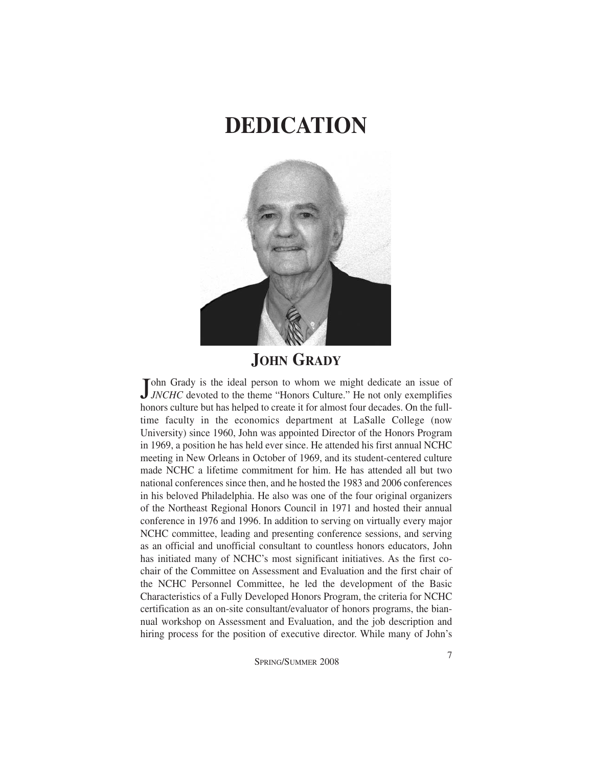# DEDICATION

## JOHN GRADY

John Grady is the ideal person to whom we might dedicate an issue of *JNCHC* devoted to the theme "Honors Culture." He not only exemplifies honors culture but has helped to create it for almost four decades. On the full-time faculty in the economics department at LaSalle College (now University) since 1960, John was appointed Director of the Honors Program in 1969, a position he has held ever since. He attended his first annual NCHC meeting in New Orleans in October of 1969, and its student-centered culture made NCHC a lifetime commitment for him. He has attended all but two national conferences since then, and he hosted the 1983 and 2006 conferences in his beloved Philadelphia. He also was one of the four original organizers of the Northeast Regional Honors Council in 1971 and hosted their annual conference in 1976 and 1996. In addition to serving on virtually every major NCHC committee, leading and presenting conference sessions, and serving as an official and unofficial consultant to countless honors educators, John has initiated many of NCHC's most significant initiatives. As the first co-chair of the Committee on Assessment and Evaluation and the first chair of the NCHC Personnel Committee, he led the development of the Basic Characteristics of a Fully Developed Honors Program, the criteria for NCHC certification as an on-site consultant/evaluator of honors programs, the biannual workshop on Assessment and Evaluation, and the job description and hiring process for the position of executive director. While many of John's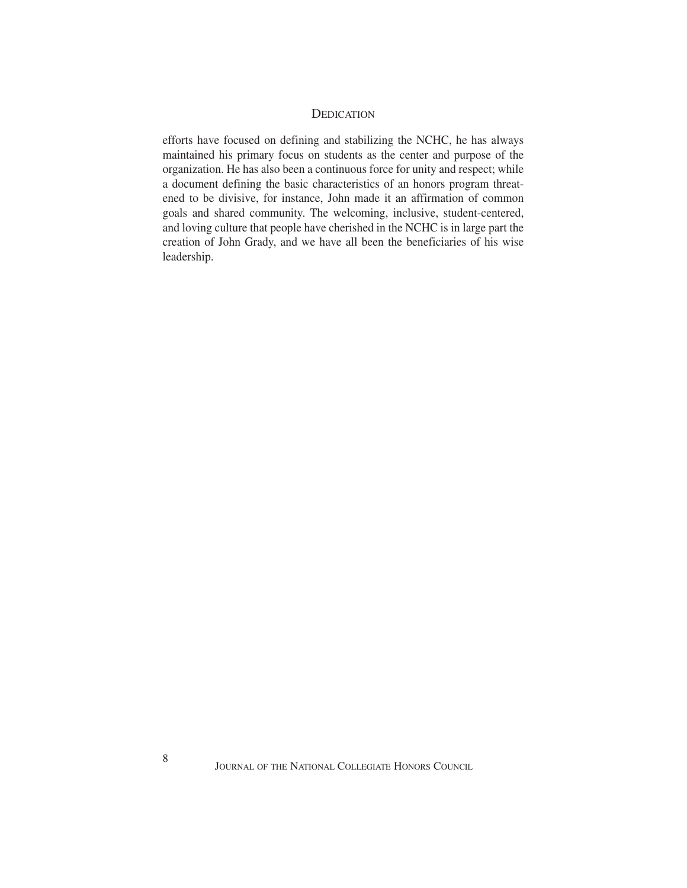efforts have focused on defining and stabilizing the NCHC, he has always maintained his primary focus on students as the center and purpose of the organization. He has also been a continuous force for unity and respect; while a document defining the basic characteristics of an honors program threatened to be divisive, for instance, John made it an affirmation of common goals and shared community. The welcoming, inclusive, student-centered, and loving culture that people have cherished in the NCHC is in large part the creation of John Grady, and we have all been the beneficiaries of his wise leadership.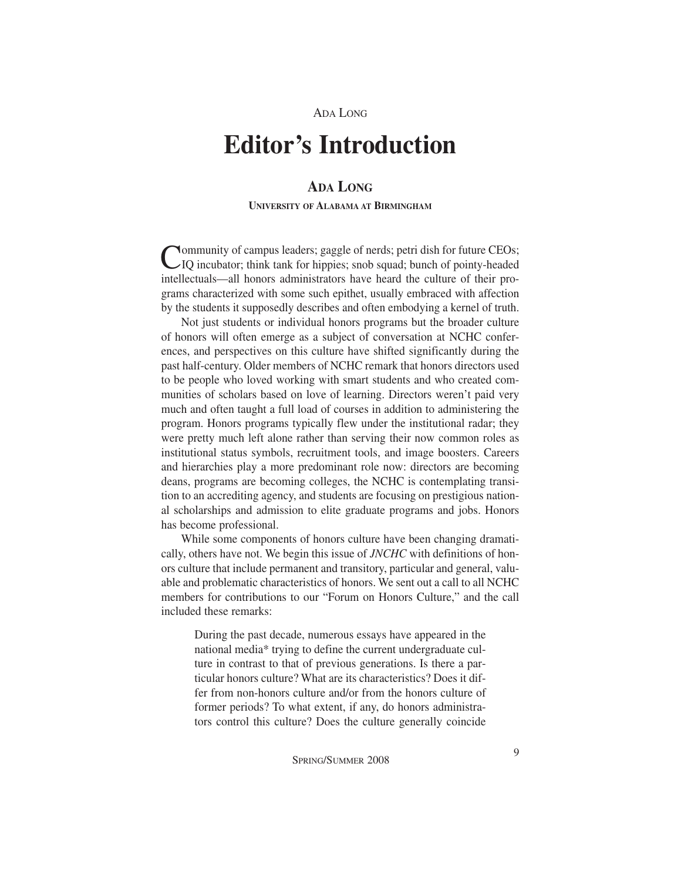# Editor's Introduction

## ADA LONG

**UNIVERSITY OF ALABAMA AT BIRMINGHAM**

Community of campus leaders; gaggle of nerds; petri dish for future CEOs; IQ incubator; think tank for hippies; snob squad; bunch of pointy-headed intellectuals—all honors administrators have heard the culture of their programs characterized with some such epithet, usually embraced with affection by the students it supposedly describes and often embodying a kernel of truth.

Not just students or individual honors programs but the broader culture of honors will often emerge as a subject of conversation at NCHC conferences, and perspectives on this culture have shifted significantly during the past half-century. Older members of NCHC remark that honors directors used to be people who loved working with smart students and who created communities of scholars based on love of learning. Directors weren't paid very much and often taught a full load of courses in addition to administering the program. Honors programs typically flew under the institutional radar; they were pretty much left alone rather than serving their now common roles as institutional status symbols, recruitment tools, and image boosters. Careers and hierarchies play a more predominant role now: directors are becoming deans, programs are becoming colleges, the NCHC is contemplating transition to an accrediting agency, and students are focusing on prestigious national scholarships and admission to elite graduate programs and jobs. Honors has become professional.

While some components of honors culture have been changing dramatically, others have not. We begin this issue of *JNCHC* with definitions of honors culture that include permanent and transitory, particular and general, valuable and problematic characteristics of honors. We sent out a call to all NCHC members for contributions to our "Forum on Honors Culture," and the call included these remarks:

> During the past decade, numerous essays have appeared in the national media* trying to define the current undergraduate culture in contrast to that of previous generations. Is there a particular honors culture? What are its characteristics? Does it differ from non-honors culture and/or from the honors culture of former periods? To what extent, if any, do honors administrators control this culture? Does the culture generally coincide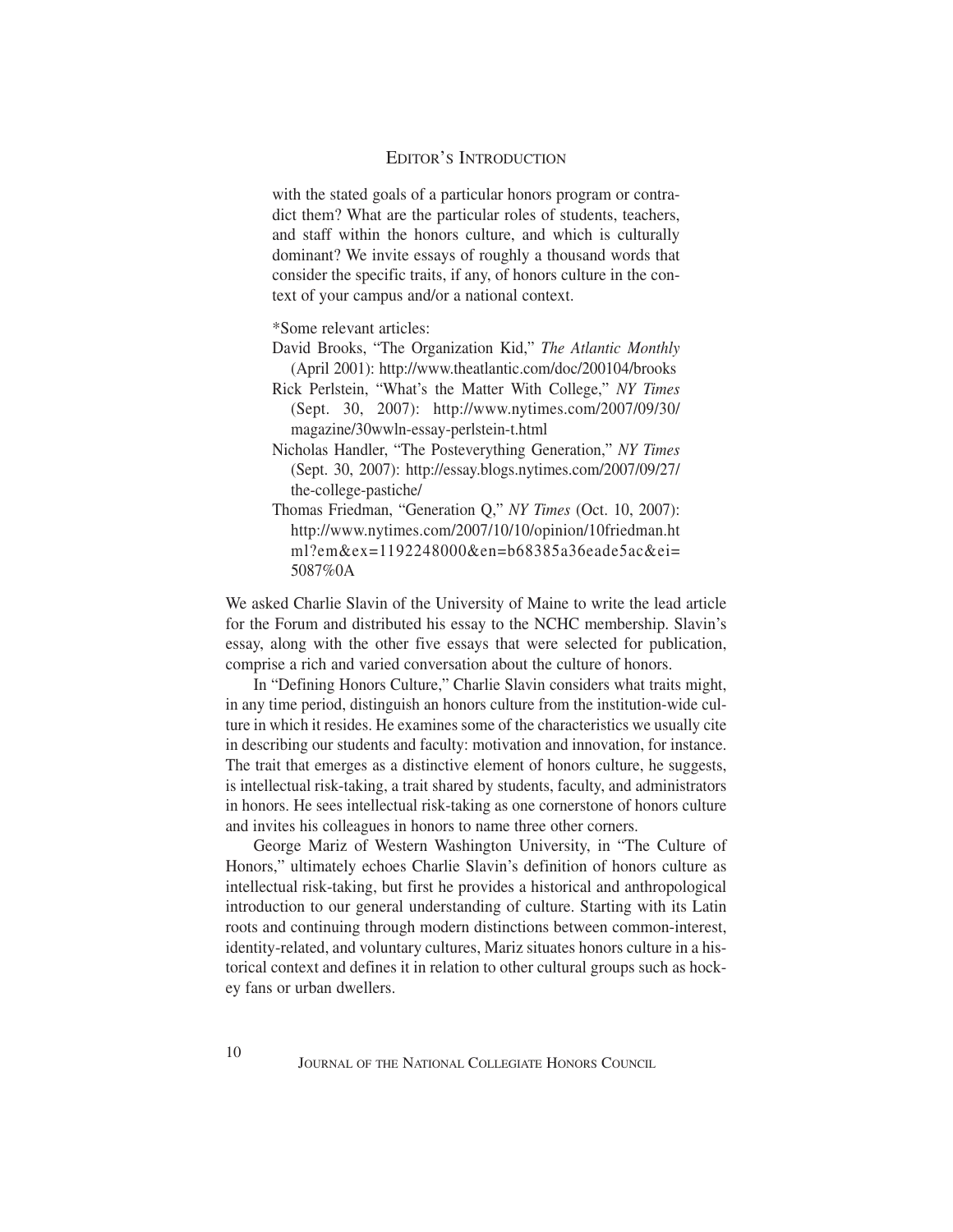with the stated goals of a particular honors program or contradict them? What are the particular roles of students, teachers, and staff within the honors culture, and which is culturally dominant? We invite essays of roughly a thousand words that consider the specific traits, if any, of honors culture in the context of your campus and/or a national context.

*Some relevant articles:

David Brooks, "The Organization Kid," *The Atlantic Monthly* (April 2001): http://www.theatlantic.com/doc/200104/brooks

Rick Perlstein, "What's the Matter With College," *NY Times* (Sept. 30, 2007): http://www.nytimes.com/2007/09/30/magazine/30wwln-essay-perlstein-t.html

Nicholas Handler, "The Posteverything Generation," *NY Times* (Sept. 30, 2007): http://essay.blogs.nytimes.com/2007/09/27/the-college-pastiche/

Thomas Friedman, "Generation Q," *NY Times* (Oct. 10, 2007): http://www.nytimes.com/2007/10/10/opinion/10friedman.html?em&ex=1192248000&en=b68385a36eade5ac&ei=5087%0A

We asked Charlie Slavin of the University of Maine to write the lead article for the Forum and distributed his essay to the NCHC membership. Slavin's essay, along with the other five essays that were selected for publication, comprise a rich and varied conversation about the culture of honors.

In "Defining Honors Culture," Charlie Slavin considers what traits might, in any time period, distinguish an honors culture from the institution-wide culture in which it resides. He examines some of the characteristics we usually cite in describing our students and faculty: motivation and innovation, for instance. The trait that emerges as a distinctive element of honors culture, he suggests, is intellectual risk-taking, a trait shared by students, faculty, and administrators in honors. He sees intellectual risk-taking as one cornerstone of honors culture and invites his colleagues in honors to name three other corners.

George Mariz of Western Washington University, in "The Culture of Honors," ultimately echoes Charlie Slavin's definition of honors culture as intellectual risk-taking, but first he provides a historical and anthropological introduction to our general understanding of culture. Starting with its Latin roots and continuing through modern distinctions between common-interest, identity-related, and voluntary cultures, Mariz situates honors culture in a historical context and defines it in relation to other cultural groups such as hockey fans or urban dwellers.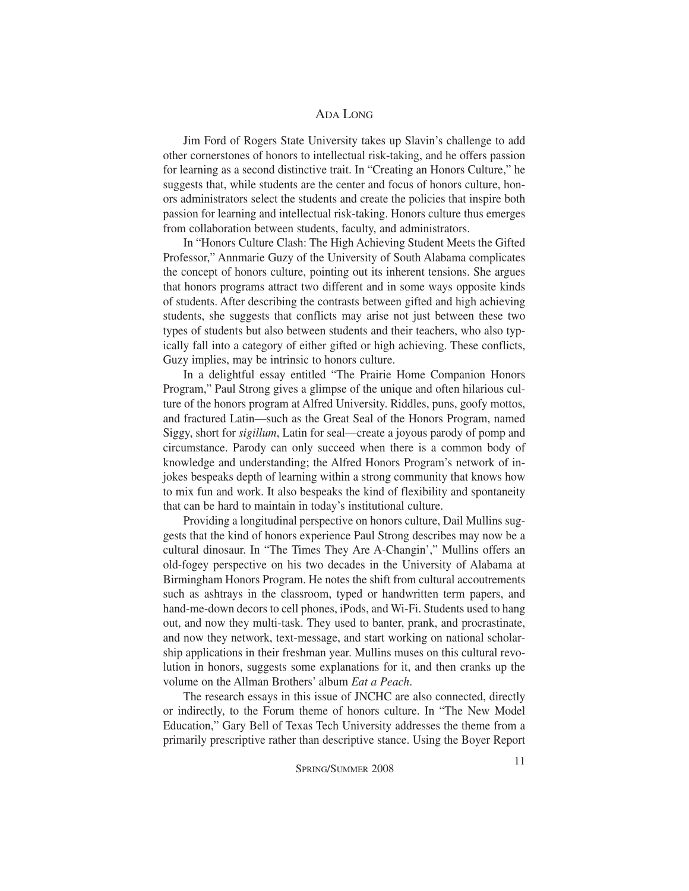Jim Ford of Rogers State University takes up Slavin's challenge to add other cornerstones of honors to intellectual risk-taking, and he offers passion for learning as a second distinctive trait. In "Creating an Honors Culture," he suggests that, while students are the center and focus of honors culture, honors administrators select the students and create the policies that inspire both passion for learning and intellectual risk-taking. Honors culture thus emerges from collaboration between students, faculty, and administrators.

In "Honors Culture Clash: The High Achieving Student Meets the Gifted Professor," Annmarie Guzy of the University of South Alabama complicates the concept of honors culture, pointing out its inherent tensions. She argues that honors programs attract two different and in some ways opposite kinds of students. After describing the contrasts between gifted and high achieving students, she suggests that conflicts may arise not just between these two types of students but also between students and their teachers, who also typically fall into a category of either gifted or high achieving. These conflicts, Guzy implies, may be intrinsic to honors culture.

In a delightful essay entitled "The Prairie Home Companion Honors Program," Paul Strong gives a glimpse of the unique and often hilarious culture of the honors program at Alfred University. Riddles, puns, goofy mottos, and fractured Latin—such as the Great Seal of the Honors Program, named Siggy, short for *sigillum*, Latin for seal—create a joyous parody of pomp and circumstance. Parody can only succeed when there is a common body of knowledge and understanding; the Alfred Honors Program's network of in-jokes bespeaks depth of learning within a strong community that knows how to mix fun and work. It also bespeaks the kind of flexibility and spontaneity that can be hard to maintain in today's institutional culture.

Providing a longitudinal perspective on honors culture, Dail Mullins suggests that the kind of honors experience Paul Strong describes may now be a cultural dinosaur. In "The Times They Are A-Changin'," Mullins offers an old-fogey perspective on his two decades in the University of Alabama at Birmingham Honors Program. He notes the shift from cultural accoutrements such as ashtrays in the classroom, typed or handwritten term papers, and hand-me-down decors to cell phones, iPods, and Wi-Fi. Students used to hang out, and now they multi-task. They used to banter, prank, and procrastinate, and now they network, text-message, and start working on national scholarship applications in their freshman year. Mullins muses on this cultural revolution in honors, suggests some explanations for it, and then cranks up the volume on the Allman Brothers' album *Eat a Peach*.

The research essays in this issue of JNCHC are also connected, directly or indirectly, to the Forum theme of honors culture. In "The New Model Education," Gary Bell of Texas Tech University addresses the theme from a primarily prescriptive rather than descriptive stance. Using the Boyer Report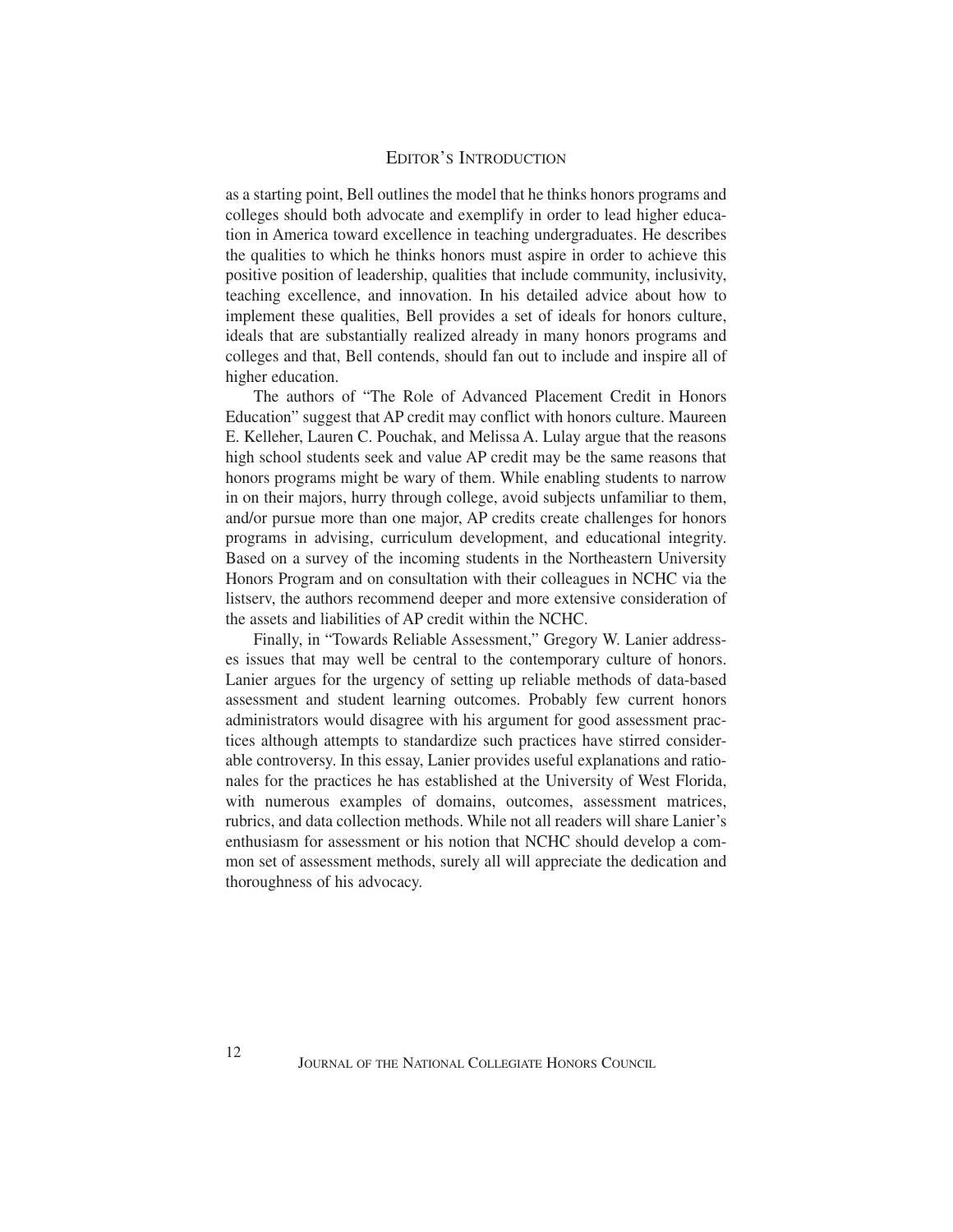as a starting point, Bell outlines the model that he thinks honors programs and colleges should both advocate and exemplify in order to lead higher education in America toward excellence in teaching undergraduates. He describes the qualities to which he thinks honors must aspire in order to achieve this positive position of leadership, qualities that include community, inclusivity, teaching excellence, and innovation. In his detailed advice about how to implement these qualities, Bell provides a set of ideals for honors culture, ideals that are substantially realized already in many honors programs and colleges and that, Bell contends, should fan out to include and inspire all of higher education.

The authors of "The Role of Advanced Placement Credit in Honors Education" suggest that AP credit may conflict with honors culture. Maureen E. Kelleher, Lauren C. Pouchak, and Melissa A. Lulay argue that the reasons high school students seek and value AP credit may be the same reasons that honors programs might be wary of them. While enabling students to narrow in on their majors, hurry through college, avoid subjects unfamiliar to them, and/or pursue more than one major, AP credits create challenges for honors programs in advising, curriculum development, and educational integrity. Based on a survey of the incoming students in the Northeastern University Honors Program and on consultation with their colleagues in NCHC via the listserv, the authors recommend deeper and more extensive consideration of the assets and liabilities of AP credit within the NCHC.

Finally, in "Towards Reliable Assessment," Gregory W. Lanier addresses issues that may well be central to the contemporary culture of honors. Lanier argues for the urgency of setting up reliable methods of data-based assessment and student learning outcomes. Probably few current honors administrators would disagree with his argument for good assessment practices although attempts to standardize such practices have stirred considerable controversy. In this essay, Lanier provides useful explanations and rationales for the practices he has established at the University of West Florida, with numerous examples of domains, outcomes, assessment matrices, rubrics, and data collection methods. While not all readers will share Lanier's enthusiasm for assessment or his notion that NCHC should develop a common set of assessment methods, surely all will appreciate the dedication and thoroughness of his advocacy.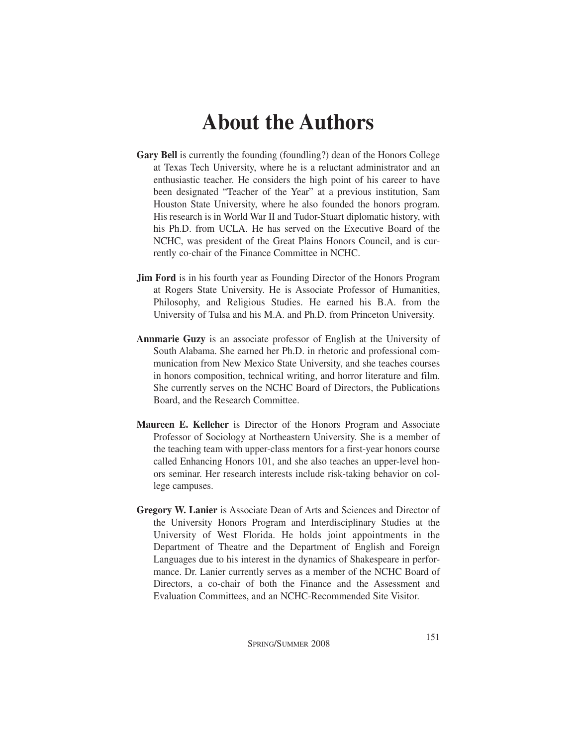# About the Authors

**Gary Bell** is currently the founding (foundling?) dean of the Honors College at Texas Tech University, where he is a reluctant administrator and an enthusiastic teacher. He considers the high point of his career to have been designated "Teacher of the Year" at a previous institution, Sam Houston State University, where he also founded the honors program. His research is in World War II and Tudor-Stuart diplomatic history, with his Ph.D. from UCLA. He has served on the Executive Board of the NCHC, was president of the Great Plains Honors Council, and is currently co-chair of the Finance Committee in NCHC.

**Jim Ford** is in his fourth year as Founding Director of the Honors Program at Rogers State University. He is Associate Professor of Humanities, Philosophy, and Religious Studies. He earned his B.A. from the University of Tulsa and his M.A. and Ph.D. from Princeton University.

**Annmarie Guzy** is an associate professor of English at the University of South Alabama. She earned her Ph.D. in rhetoric and professional communication from New Mexico State University, and she teaches courses in honors composition, technical writing, and horror literature and film. She currently serves on the NCHC Board of Directors, the Publications Board, and the Research Committee.

**Maureen E. Kelleher** is Director of the Honors Program and Associate Professor of Sociology at Northeastern University. She is a member of the teaching team with upper-class mentors for a first-year honors course called Enhancing Honors 101, and she also teaches an upper-level honors seminar. Her research interests include risk-taking behavior on college campuses.

**Gregory W. Lanier** is Associate Dean of Arts and Sciences and Director of the University Honors Program and Interdisciplinary Studies at the University of West Florida. He holds joint appointments in the Department of Theatre and the Department of English and Foreign Languages due to his interest in the dynamics of Shakespeare in performance. Dr. Lanier currently serves as a member of the NCHC Board of Directors, a co-chair of both the Finance and the Assessment and Evaluation Committees, and an NCHC-Recommended Site Visitor.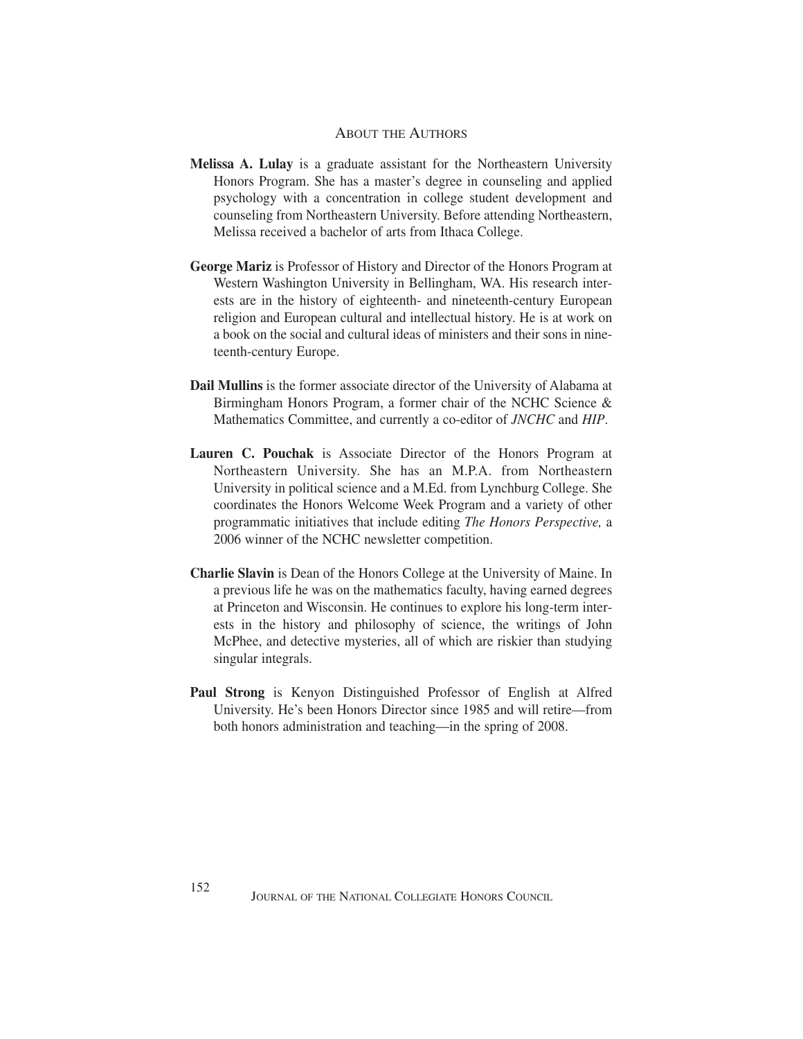# About the Authors

**Melissa A. Lulay** is a graduate assistant for the Northeastern University Honors Program. She has a master's degree in counseling and applied psychology with a concentration in college student development and counseling from Northeastern University. Before attending Northeastern, Melissa received a bachelor of arts from Ithaca College.

**George Mariz** is Professor of History and Director of the Honors Program at Western Washington University in Bellingham, WA. His research interests are in the history of eighteenth- and nineteenth-century European religion and European cultural and intellectual history. He is at work on a book on the social and cultural ideas of ministers and their sons in nineteenth-century Europe.

**Dail Mullins** is the former associate director of the University of Alabama at Birmingham Honors Program, a former chair of the NCHC Science & Mathematics Committee, and currently a co-editor of *JNCHC* and *HIP*.

**Lauren C. Pouchak** is Associate Director of the Honors Program at Northeastern University. She has an M.P.A. from Northeastern University in political science and a M.Ed. from Lynchburg College. She coordinates the Honors Welcome Week Program and a variety of other programmatic initiatives that include editing *The Honors Perspective,* a 2006 winner of the NCHC newsletter competition.

**Charlie Slavin** is Dean of the Honors College at the University of Maine. In a previous life he was on the mathematics faculty, having earned degrees at Princeton and Wisconsin. He continues to explore his long-term interests in the history and philosophy of science, the writings of John McPhee, and detective mysteries, all of which are riskier than studying singular integrals.

**Paul Strong** is Kenyon Distinguished Professor of English at Alfred University. He's been Honors Director since 1985 and will retire—from both honors administration and teaching—in the spring of 2008.